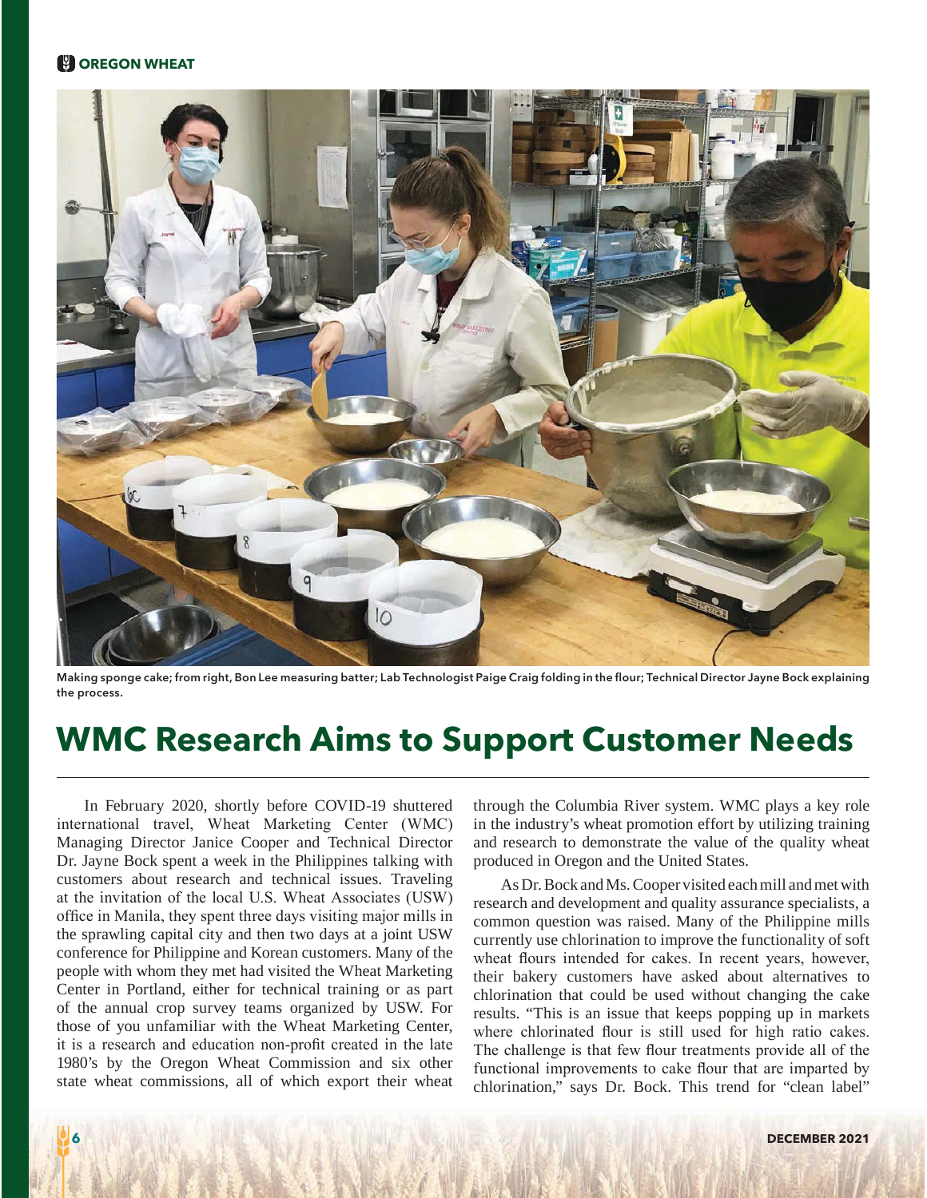Making sponge cake; from right, Bon Lee measuring batter; Lab Technologist Paige Craig folding in the flour; Technical Director Jayne Bock explaining the process.

# WMC Research Aims to Support Customer Needs

In February 2020, shortly before COVID-19 shuttered international travel, Wheat Marketing Center (WMC) Managing Director Janice Cooper and Technical Director Dr. Jayne Bock spent a week in the Philippines talking with customers about research and technical issues. Traveling at the invitation of the local U.S. Wheat Associates (USW) office in Manila, they spent three days visiting major mills in the sprawling capital city and then two days at a joint USW conference for Philippine and Korean customers. Many of the people with whom they met had visited the Wheat Marketing Center in Portland, either for technical training or as part of the annual crop survey teams organized by USW. For those of you unfamiliar with the Wheat Marketing Center, it is a research and education non-profit created in the late 1980's by the Oregon Wheat Commission and six other state wheat commissions, all of which export their wheat through the Columbia River system. WMC plays a key role in the industry's wheat promotion effort by utilizing training and research to demonstrate the value of the quality wheat produced in Oregon and the United States.

As Dr. Bock and Ms. Cooper visited each mill and met with research and development and quality assurance specialists, a common question was raised. Many of the Philippine mills currently use chlorination to improve the functionality of soft wheat flours intended for cakes. In recent years, however, their bakery customers have asked about alternatives to chlorination that could be used without changing the cake results. "This is an issue that keeps popping up in markets where chlorinated flour is still used for high ratio cakes. The challenge is that few flour treatments provide all of the functional improvements to cake flour that are imparted by chlorination," says Dr. Bock. This trend for "clean label"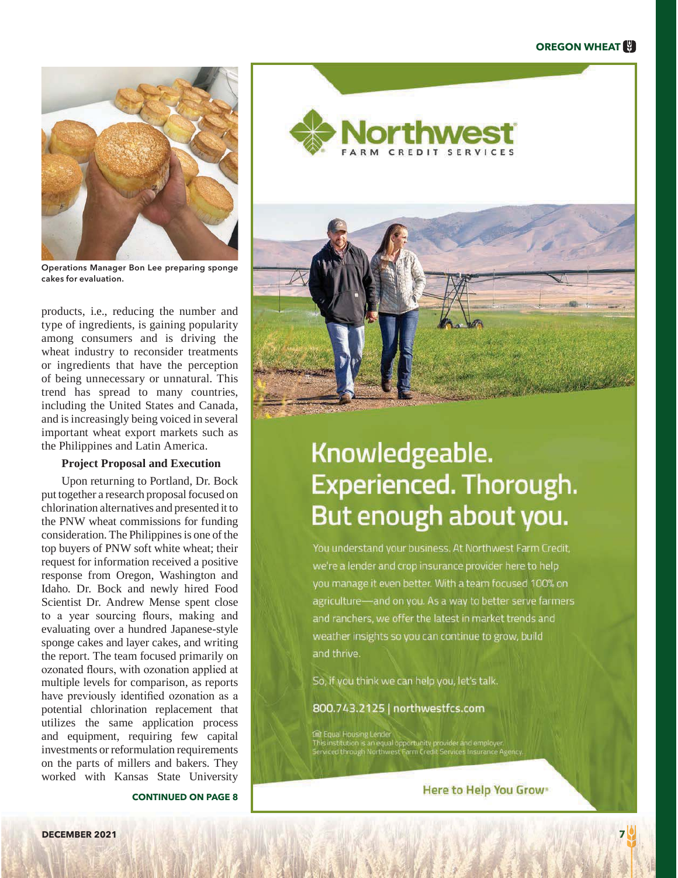Operations Manager Bon Lee preparing sponge cakes for evaluation.

products, i.e., reducing the number and type of ingredients, is gaining popularity among consumers and is driving the wheat industry to reconsider treatments or ingredients that have the perception of being unnecessary or unnatural. This trend has spread to many countries, including the United States and Canada, and is increasingly being voiced in several important wheat export markets such as the Philippines and Latin America.

**Project Proposal and Execution**

Upon returning to Portland, Dr. Bock put together a research proposal focused on chlorination alternatives and presented it to the PNW wheat commissions for funding consideration. The Philippines is one of the top buyers of PNW soft white wheat; their request for information received a positive response from Oregon, Washington and Idaho. Dr. Bock and newly hired Food Scientist Dr. Andrew Mense spent close to a year sourcing flours, making and evaluating over a hundred Japanese-style sponge cakes and layer cakes, and writing the report. The team focused primarily on ozonated flours, with ozonation applied at multiple levels for comparison, as reports have previously identified ozonation as a potential chlorination replacement that utilizes the same application process and equipment, requiring few capital investments or reformulation requirements on the parts of millers and bakers. They worked with Kansas State University

**CONTINUED ON PAGE 8**

Northwest FARM CREDIT SERVICES

# Knowledgeable. Experienced. Thorough. But enough about you.

You understand your business. At Northwest Farm Credit, we're a lender and crop insurance provider here to help you manage it even better. With a team focused 100% on agriculture—and on you. As a way to better serve farmers and ranchers, we offer the latest in market trends and weather insights so you can continue to grow, build and thrive.

So, if you think we can help you, let's talk.

800.743.2125 | northwestfcs.com

Equal Housing Lender
This institution is an equal opportunity provider and employer.
Serviced through Northwest Farm Credit Services Insurance Agency.

Here to Help You Grow®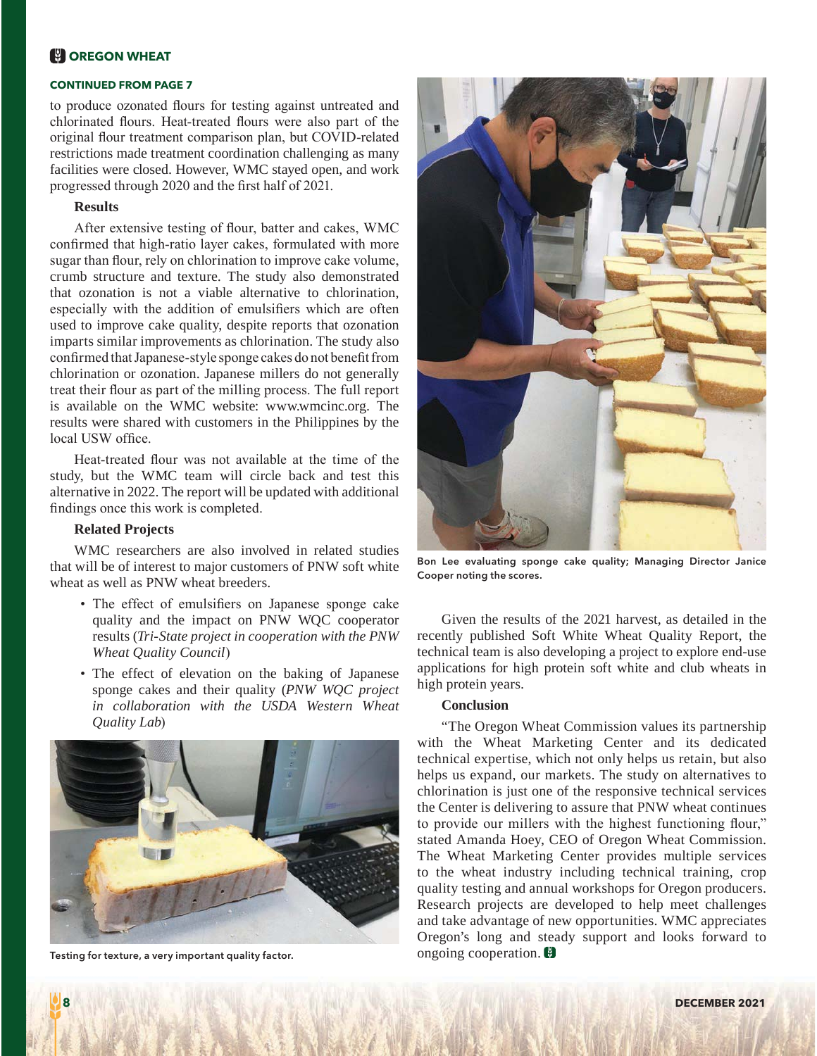**CONTINUED FROM PAGE 7**

to produce ozonated flours for testing against untreated and chlorinated flours. Heat-treated flours were also part of the original flour treatment comparison plan, but COVID-related restrictions made treatment coordination challenging as many facilities were closed. However, WMC stayed open, and work progressed through 2020 and the first half of 2021.

### Results

After extensive testing of flour, batter and cakes, WMC confirmed that high-ratio layer cakes, formulated with more sugar than flour, rely on chlorination to improve cake volume, crumb structure and texture. The study also demonstrated that ozonation is not a viable alternative to chlorination, especially with the addition of emulsifiers which are often used to improve cake quality, despite reports that ozonation imparts similar improvements as chlorination. The study also confirmed that Japanese-style sponge cakes do not benefit from chlorination or ozonation. Japanese millers do not generally treat their flour as part of the milling process. The full report is available on the WMC website: www.wmcinc.org. The results were shared with customers in the Philippines by the local USW office.

Heat-treated flour was not available at the time of the study, but the WMC team will circle back and test this alternative in 2022. The report will be updated with additional findings once this work is completed.

### Related Projects

WMC researchers are also involved in related studies that will be of interest to major customers of PNW soft white wheat as well as PNW wheat breeders.

- The effect of emulsifiers on Japanese sponge cake quality and the impact on PNW WQC cooperator results (*Tri-State project in cooperation with the PNW Wheat Quality Council*)
- The effect of elevation on the baking of Japanese sponge cakes and their quality (*PNW WQC project in collaboration with the USDA Western Wheat Quality Lab*)

Testing for texture, a very important quality factor.

Bon Lee evaluating sponge cake quality; Managing Director Janice Cooper noting the scores.

Given the results of the 2021 harvest, as detailed in the recently published Soft White Wheat Quality Report, the technical team is also developing a project to explore end-use applications for high protein soft white and club wheats in high protein years.

### Conclusion

"The Oregon Wheat Commission values its partnership with the Wheat Marketing Center and its dedicated technical expertise, which not only helps us retain, but also helps us expand, our markets. The study on alternatives to chlorination is just one of the responsive technical services the Center is delivering to assure that PNW wheat continues to provide our millers with the highest functioning flour," stated Amanda Hoey, CEO of Oregon Wheat Commission. The Wheat Marketing Center provides multiple services to the wheat industry including technical training, crop quality testing and annual workshops for Oregon producers. Research projects are developed to help meet challenges and take advantage of new opportunities. WMC appreciates Oregon's long and steady support and looks forward to ongoing cooperation.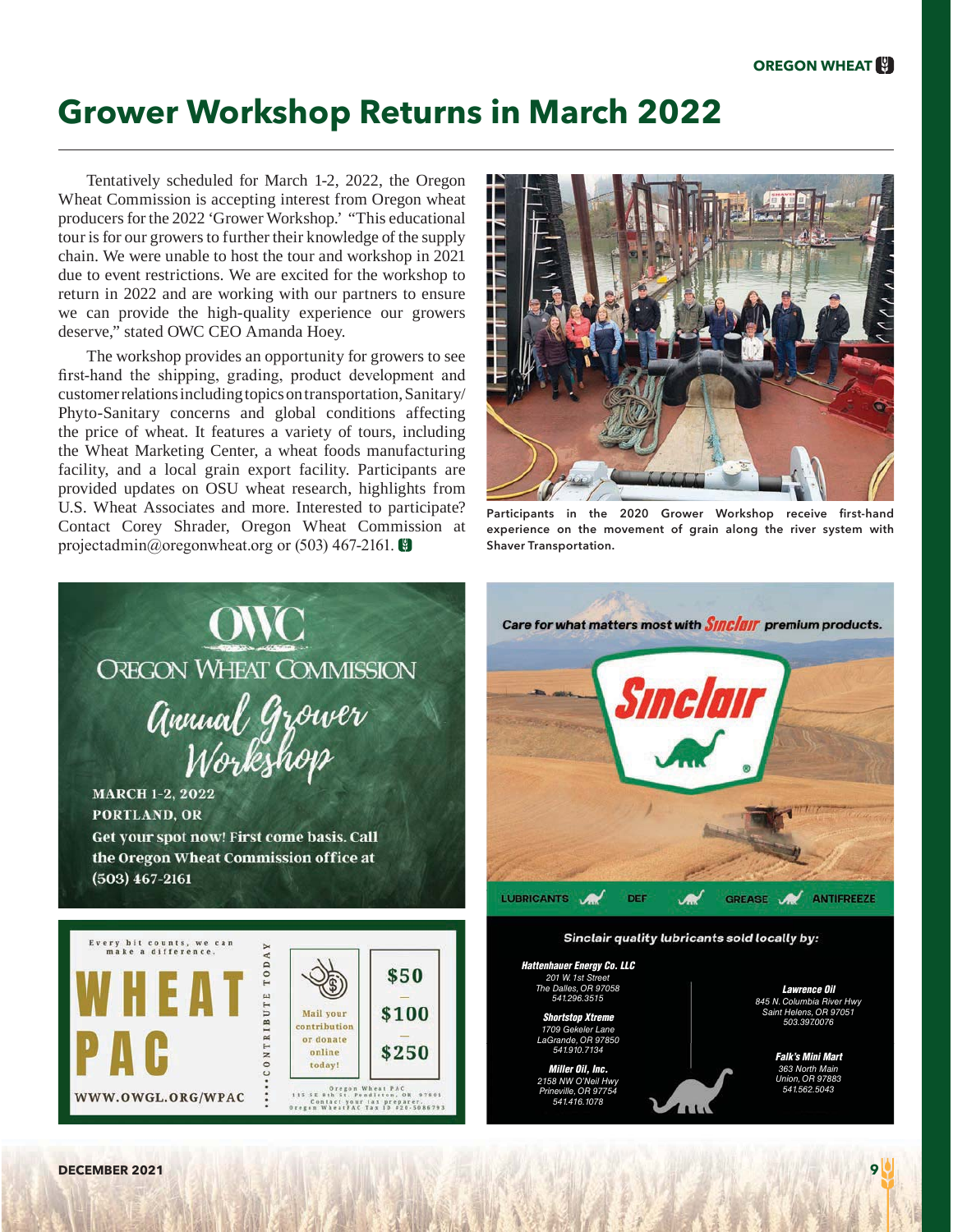# Grower Workshop Returns in March 2022

Tentatively scheduled for March 1-2, 2022, the Oregon Wheat Commission is accepting interest from Oregon wheat producers for the 2022 'Grower Workshop.' "This educational tour is for our growers to further their knowledge of the supply chain. We were unable to host the tour and workshop in 2021 due to event restrictions. We are excited for the workshop to return in 2022 and are working with our partners to ensure we can provide the high-quality experience our growers deserve," stated OWC CEO Amanda Hoey.

The workshop provides an opportunity for growers to see first-hand the shipping, grading, product development and customer relations including topics on transportation, Sanitary/Phyto-Sanitary concerns and global conditions affecting the price of wheat. It features a variety of tours, including the Wheat Marketing Center, a wheat foods manufacturing facility, and a local grain export facility. Participants are provided updates on OSU wheat research, highlights from U.S. Wheat Associates and more. Interested to participate? Contact Corey Shrader, Oregon Wheat Commission at projectadmin@oregonwheat.org or (503) 467-2161.

Participants in the 2020 Grower Workshop receive first-hand experience on the movement of grain along the river system with Shaver Transportation.

OWC

OREGON WHEAT COMMISSION

Annual Grower Workshop

MARCH 1-2, 2022

PORTLAND, OR

Get your spot now! First come basis. Call the Oregon Wheat Commission office at (503) 467-2161

Care for what matters most with Sinclair premium products.

Sinclair

LUBRICANTS DEF GREASE ANTIFREEZE

Sinclair quality lubricants sold locally by:

**Hattenhauer Energy Co. LLC**
201 W. 1st Street
The Dalles, OR 97058
541.296.3515

**Shortstop Xtreme**
1709 Gekeler Lane
LaGrande, OR 97850
541.910.7134

**Miller Oil, Inc.**
2158 NW O'Neil Hwy
Prineville, OR 97754
541.416.1078

**Lawrence Oil**
845 N. Columbia River Hwy
Saint Helens, OR 97051
503.3970076

**Falk's Mini Mart**
363 North Main
Union, OR 97883
541.562.5043

Every bit counts, we can make a difference.

WHEAT PAC

WWW.OWGL.ORG/WPAC

CONTRIBUTE TODAY

Mail your contribution or donate online today!

$50 — $100 — $250

Oregon Wheat PAC
115 SE 8th St. Pendleton, OR 97801
Contact your tax preparer.
Oregon WheatPAC Tax ID #20-5086793